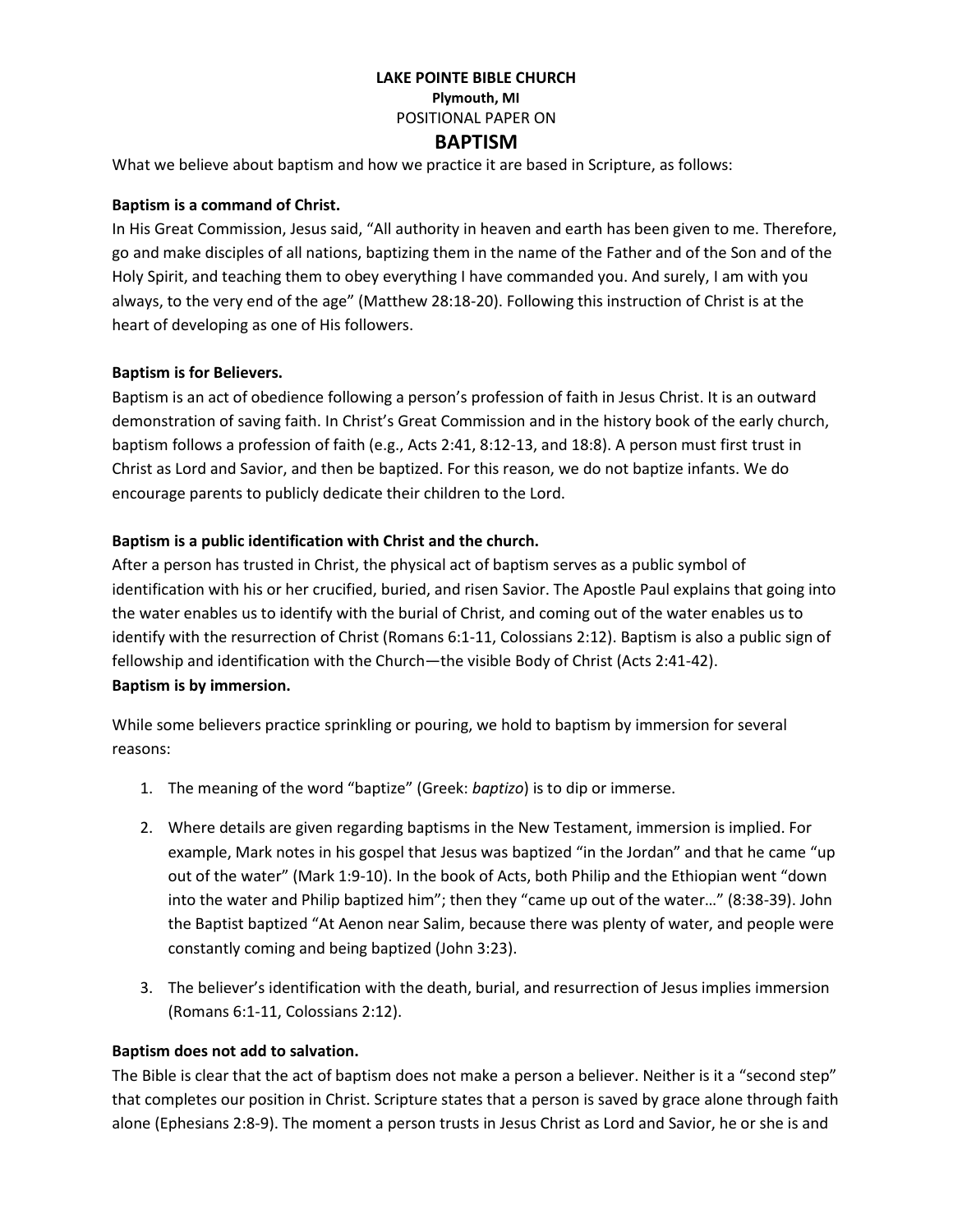**LAKE POINTE BIBLE CHURCH**

**Plymouth, MI**

POSITIONAL PAPER ON

# BAPTISM

What we believe about baptism and how we practice it are based in Scripture, as follows:

**Baptism is a command of Christ.**

In His Great Commission, Jesus said, "All authority in heaven and earth has been given to me. Therefore, go and make disciples of all nations, baptizing them in the name of the Father and of the Son and of the Holy Spirit, and teaching them to obey everything I have commanded you. And surely, I am with you always, to the very end of the age" (Matthew 28:18-20). Following this instruction of Christ is at the heart of developing as one of His followers.

**Baptism is for Believers.**

Baptism is an act of obedience following a person's profession of faith in Jesus Christ. It is an outward demonstration of saving faith. In Christ's Great Commission and in the history book of the early church, baptism follows a profession of faith (e.g., Acts 2:41, 8:12-13, and 18:8). A person must first trust in Christ as Lord and Savior, and then be baptized. For this reason, we do not baptize infants. We do encourage parents to publicly dedicate their children to the Lord.

**Baptism is a public identification with Christ and the church.**

After a person has trusted in Christ, the physical act of baptism serves as a public symbol of identification with his or her crucified, buried, and risen Savior. The Apostle Paul explains that going into the water enables us to identify with the burial of Christ, and coming out of the water enables us to identify with the resurrection of Christ (Romans 6:1-11, Colossians 2:12). Baptism is also a public sign of fellowship and identification with the Church—the visible Body of Christ (Acts 2:41-42).

**Baptism is by immersion.**

While some believers practice sprinkling or pouring, we hold to baptism by immersion for several reasons:

1. The meaning of the word "baptize" (Greek: *baptizo*) is to dip or immerse.

2. Where details are given regarding baptisms in the New Testament, immersion is implied. For example, Mark notes in his gospel that Jesus was baptized "in the Jordan" and that he came "up out of the water" (Mark 1:9-10). In the book of Acts, both Philip and the Ethiopian went "down into the water and Philip baptized him"; then they "came up out of the water…" (8:38-39). John the Baptist baptized "At Aenon near Salim, because there was plenty of water, and people were constantly coming and being baptized (John 3:23).

3. The believer's identification with the death, burial, and resurrection of Jesus implies immersion (Romans 6:1-11, Colossians 2:12).

**Baptism does not add to salvation.**

The Bible is clear that the act of baptism does not make a person a believer. Neither is it a "second step" that completes our position in Christ. Scripture states that a person is saved by grace alone through faith alone (Ephesians 2:8-9). The moment a person trusts in Jesus Christ as Lord and Savior, he or she is and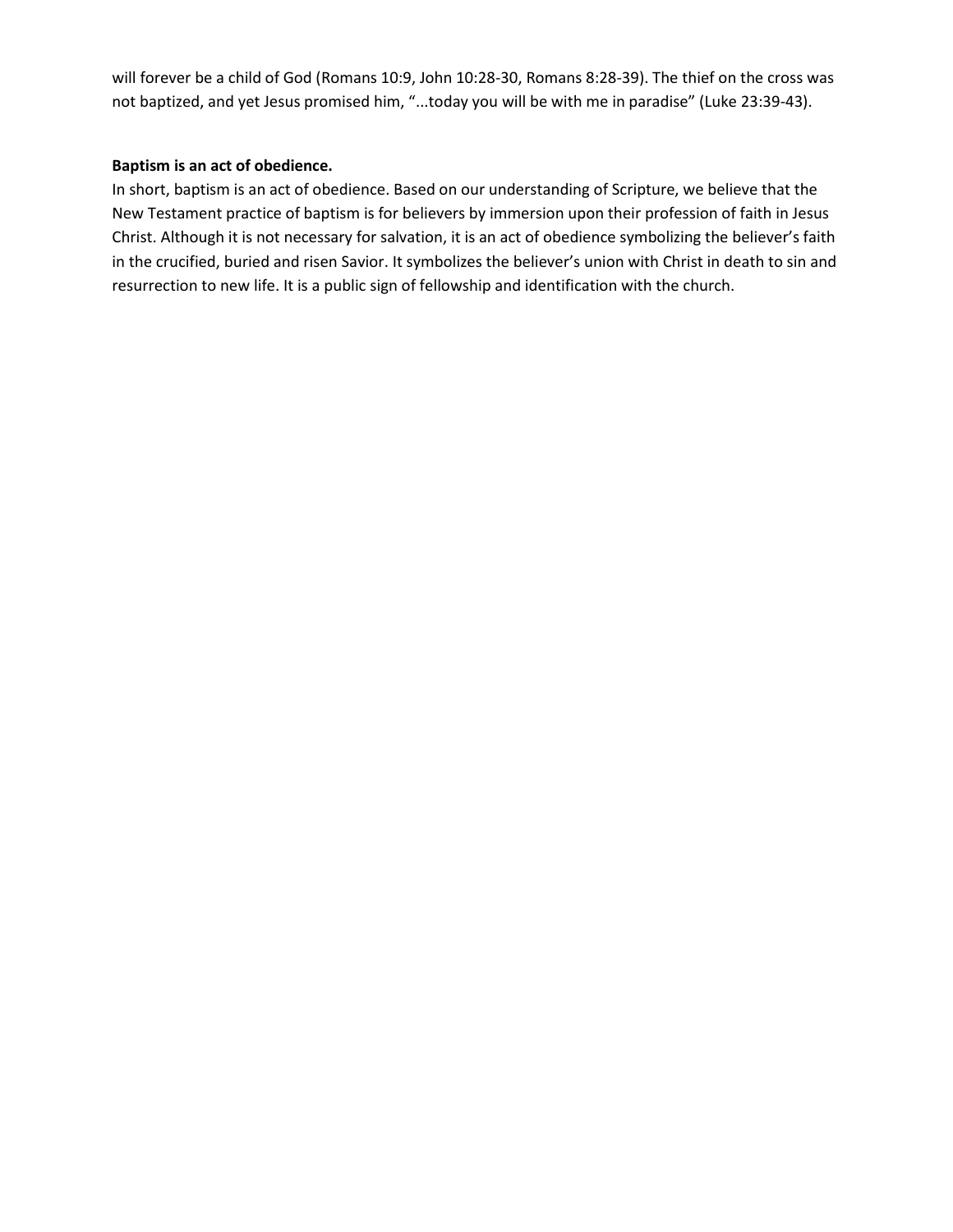will forever be a child of God (Romans 10:9, John 10:28-30, Romans 8:28-39). The thief on the cross was not baptized, and yet Jesus promised him, "...today you will be with me in paradise" (Luke 23:39-43).

**Baptism is an act of obedience.**

In short, baptism is an act of obedience. Based on our understanding of Scripture, we believe that the New Testament practice of baptism is for believers by immersion upon their profession of faith in Jesus Christ. Although it is not necessary for salvation, it is an act of obedience symbolizing the believer's faith in the crucified, buried and risen Savior. It symbolizes the believer's union with Christ in death to sin and resurrection to new life. It is a public sign of fellowship and identification with the church.